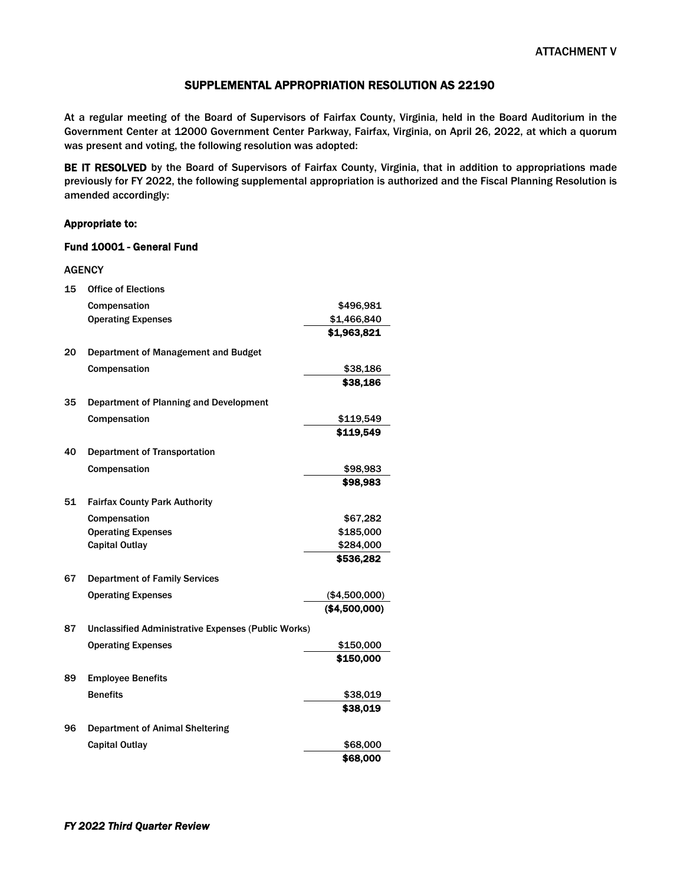ATTACHMENT V

## SUPPLEMENTAL APPROPRIATION RESOLUTION AS 22190

At a regular meeting of the Board of Supervisors of Fairfax County, Virginia, held in the Board Auditorium in the Government Center at 12000 Government Center Parkway, Fairfax, Virginia, on April 26, 2022, at which a quorum was present and voting, the following resolution was adopted:

**BE IT RESOLVED** by the Board of Supervisors of Fairfax County, Virginia, that in addition to appropriations made previously for FY 2022, the following supplemental appropriation is authorized and the Fiscal Planning Resolution is amended accordingly:

**Appropriate to:**

**Fund 10001 - General Fund**

AGENCY

| | | |
|---|---|---|
| 15 | **Office of Elections** | |
| | Compensation | $496,981 |
| | Operating Expenses | $1,466,840 |
| | | **$1,963,821** |
| 20 | **Department of Management and Budget** | |
| | Compensation | $38,186 |
| | | **$38,186** |
| 35 | **Department of Planning and Development** | |
| | Compensation | $119,549 |
| | | **$119,549** |
| 40 | **Department of Transportation** | |
| | Compensation | $98,983 |
| | | **$98,983** |
| 51 | **Fairfax County Park Authority** | |
| | Compensation | $67,282 |
| | Operating Expenses | $185,000 |
| | Capital Outlay | $284,000 |
| | | **$536,282** |
| 67 | **Department of Family Services** | |
| | Operating Expenses | ($4,500,000) |
| | | **($4,500,000)** |
| 87 | **Unclassified Administrative Expenses (Public Works)** | |
| | Operating Expenses | $150,000 |
| | | **$150,000** |
| 89 | **Employee Benefits** | |
| | Benefits | $38,019 |
| | | **$38,019** |
| 96 | **Department of Animal Sheltering** | |
| | Capital Outlay | $68,000 |
| | | **$68,000** |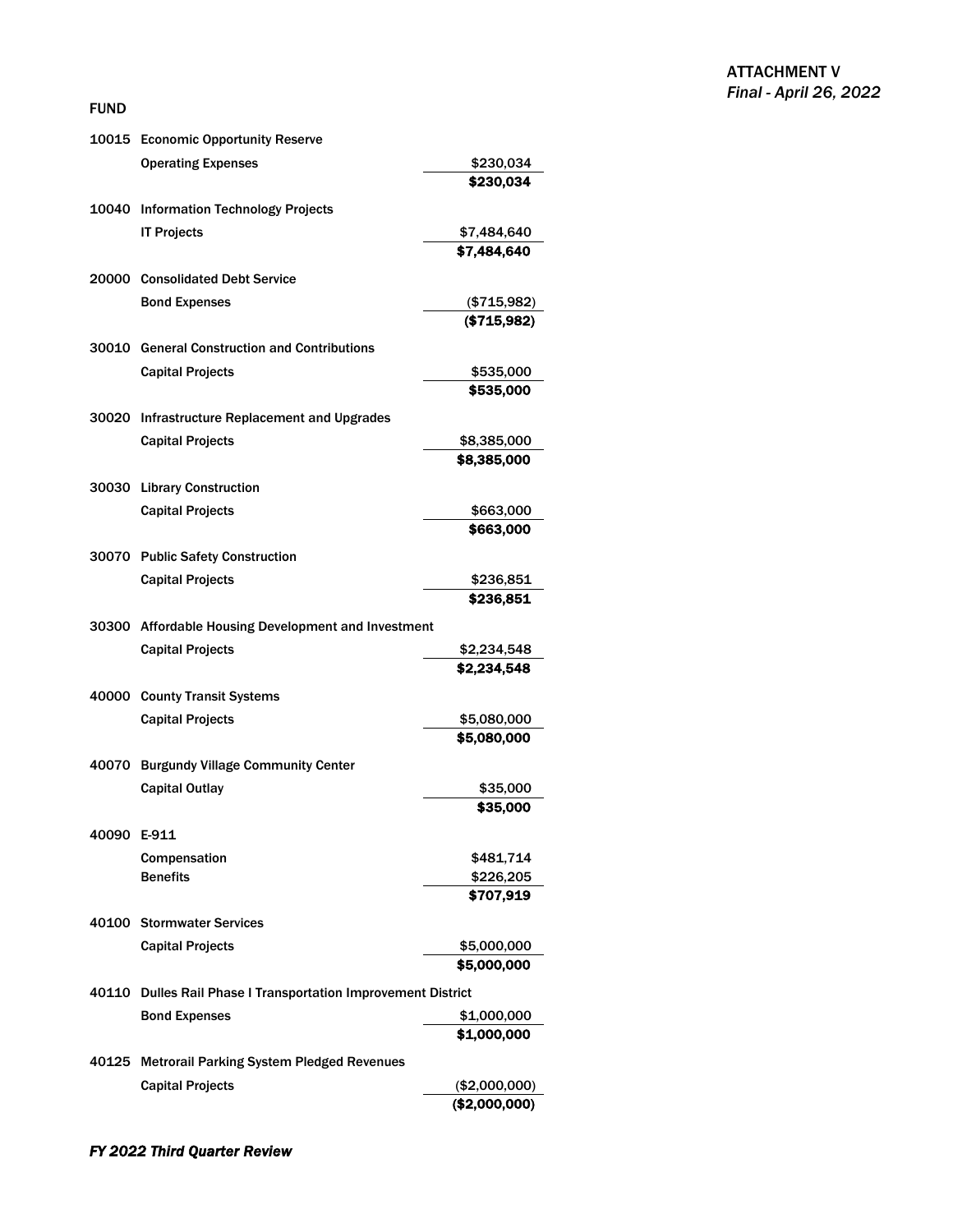ATTACHMENT V
*Final - April 26, 2022*

**FUND**

| | | |
|---|---|---|
| **10015** | **Economic Opportunity Reserve** | |
| | **Operating Expenses** | $230,034 |
| | | **$230,034** |
| **10040** | **Information Technology Projects** | |
| | **IT Projects** | $7,484,640 |
| | | **$7,484,640** |
| **20000** | **Consolidated Debt Service** | |
| | **Bond Expenses** | ($715,982) |
| | | **($715,982)** |
| **30010** | **General Construction and Contributions** | |
| | **Capital Projects** | $535,000 |
| | | **$535,000** |
| **30020** | **Infrastructure Replacement and Upgrades** | |
| | **Capital Projects** | $8,385,000 |
| | | **$8,385,000** |
| **30030** | **Library Construction** | |
| | **Capital Projects** | $663,000 |
| | | **$663,000** |
| **30070** | **Public Safety Construction** | |
| | **Capital Projects** | $236,851 |
| | | **$236,851** |
| **30300** | **Affordable Housing Development and Investment** | |
| | **Capital Projects** | $2,234,548 |
| | | **$2,234,548** |
| **40000** | **County Transit Systems** | |
| | **Capital Projects** | $5,080,000 |
| | | **$5,080,000** |
| **40070** | **Burgundy Village Community Center** | |
| | **Capital Outlay** | $35,000 |
| | | **$35,000** |
| **40090** | **E-911** | |
| | **Compensation** | $481,714 |
| | **Benefits** | $226,205 |
| | | **$707,919** |
| **40100** | **Stormwater Services** | |
| | **Capital Projects** | $5,000,000 |
| | | **$5,000,000** |
| **40110** | **Dulles Rail Phase I Transportation Improvement District** | |
| | **Bond Expenses** | $1,000,000 |
| | | **$1,000,000** |
| **40125** | **Metrorail Parking System Pledged Revenues** | |
| | **Capital Projects** | ($2,000,000) |
| | | **($2,000,000)** |

*FY 2022 Third Quarter Review*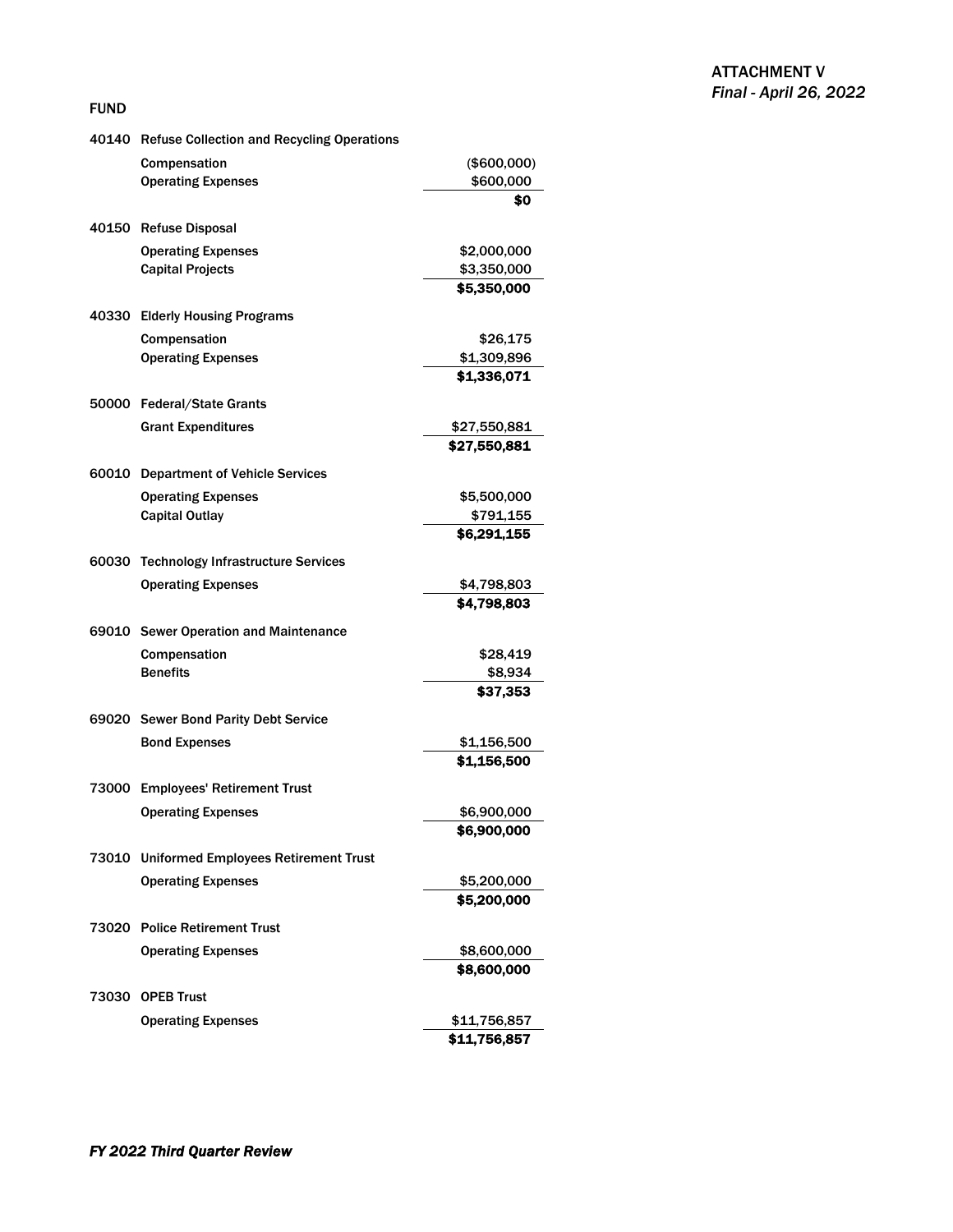ATTACHMENT V
*Final - April 26, 2022*

| FUND | | |
|---|---|---|
| 40140 | **Refuse Collection and Recycling Operations** | |
| | Compensation | ($600,000) |
| | Operating Expenses | $600,000 |
| | | **$0** |
| 40150 | **Refuse Disposal** | |
| | Operating Expenses | $2,000,000 |
| | Capital Projects | $3,350,000 |
| | | **$5,350,000** |
| 40330 | **Elderly Housing Programs** | |
| | Compensation | $26,175 |
| | Operating Expenses | $1,309,896 |
| | | **$1,336,071** |
| 50000 | **Federal/State Grants** | |
| | Grant Expenditures | $27,550,881 |
| | | **$27,550,881** |
| 60010 | **Department of Vehicle Services** | |
| | Operating Expenses | $5,500,000 |
| | Capital Outlay | $791,155 |
| | | **$6,291,155** |
| 60030 | **Technology Infrastructure Services** | |
| | Operating Expenses | $4,798,803 |
| | | **$4,798,803** |
| 69010 | **Sewer Operation and Maintenance** | |
| | Compensation | $28,419 |
| | Benefits | $8,934 |
| | | **$37,353** |
| 69020 | **Sewer Bond Parity Debt Service** | |
| | Bond Expenses | $1,156,500 |
| | | **$1,156,500** |
| 73000 | **Employees' Retirement Trust** | |
| | Operating Expenses | $6,900,000 |
| | | **$6,900,000** |
| 73010 | **Uniformed Employees Retirement Trust** | |
| | Operating Expenses | $5,200,000 |
| | | **$5,200,000** |
| 73020 | **Police Retirement Trust** | |
| | Operating Expenses | $8,600,000 |
| | | **$8,600,000** |
| 73030 | **OPEB Trust** | |
| | Operating Expenses | $11,756,857 |
| | | **$11,756,857** |

*FY 2022 Third Quarter Review*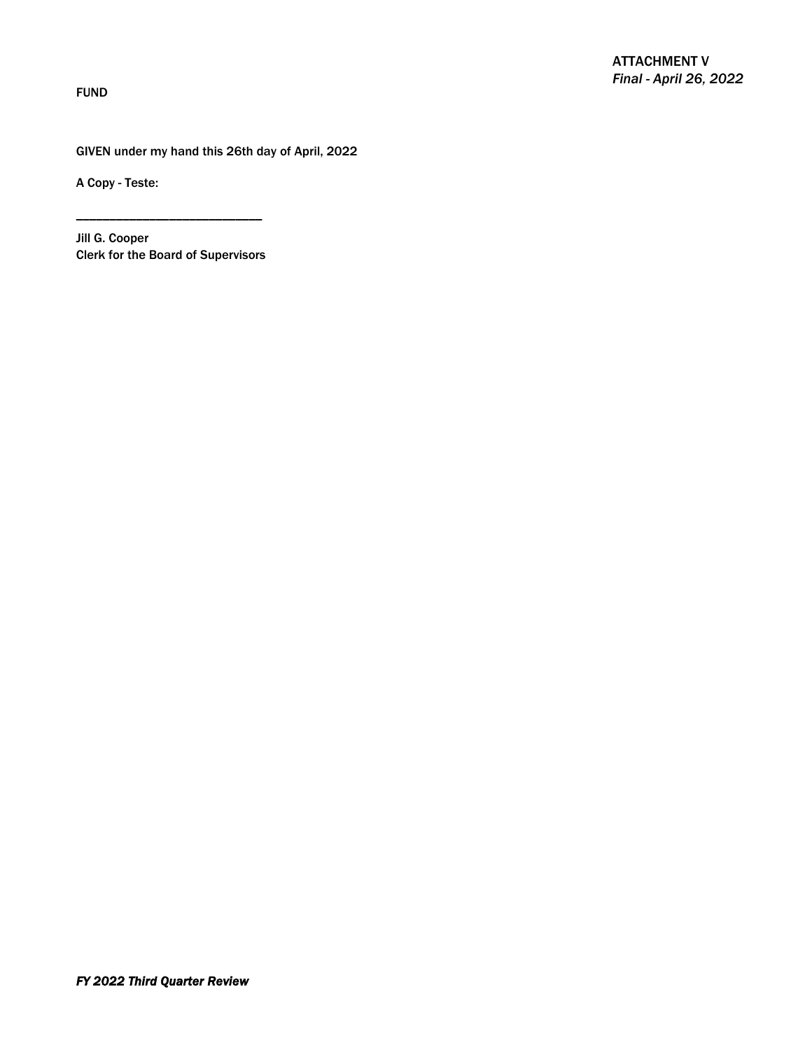FUND

GIVEN under my hand this 26th day of April, 2022

A Copy - Teste:

\_\_\_\_\_\_\_\_\_\_\_\_\_\_\_\_\_\_\_\_\_\_\_\_\_\_\_\_\_\_

Jill G. Cooper
Clerk for the Board of Supervisors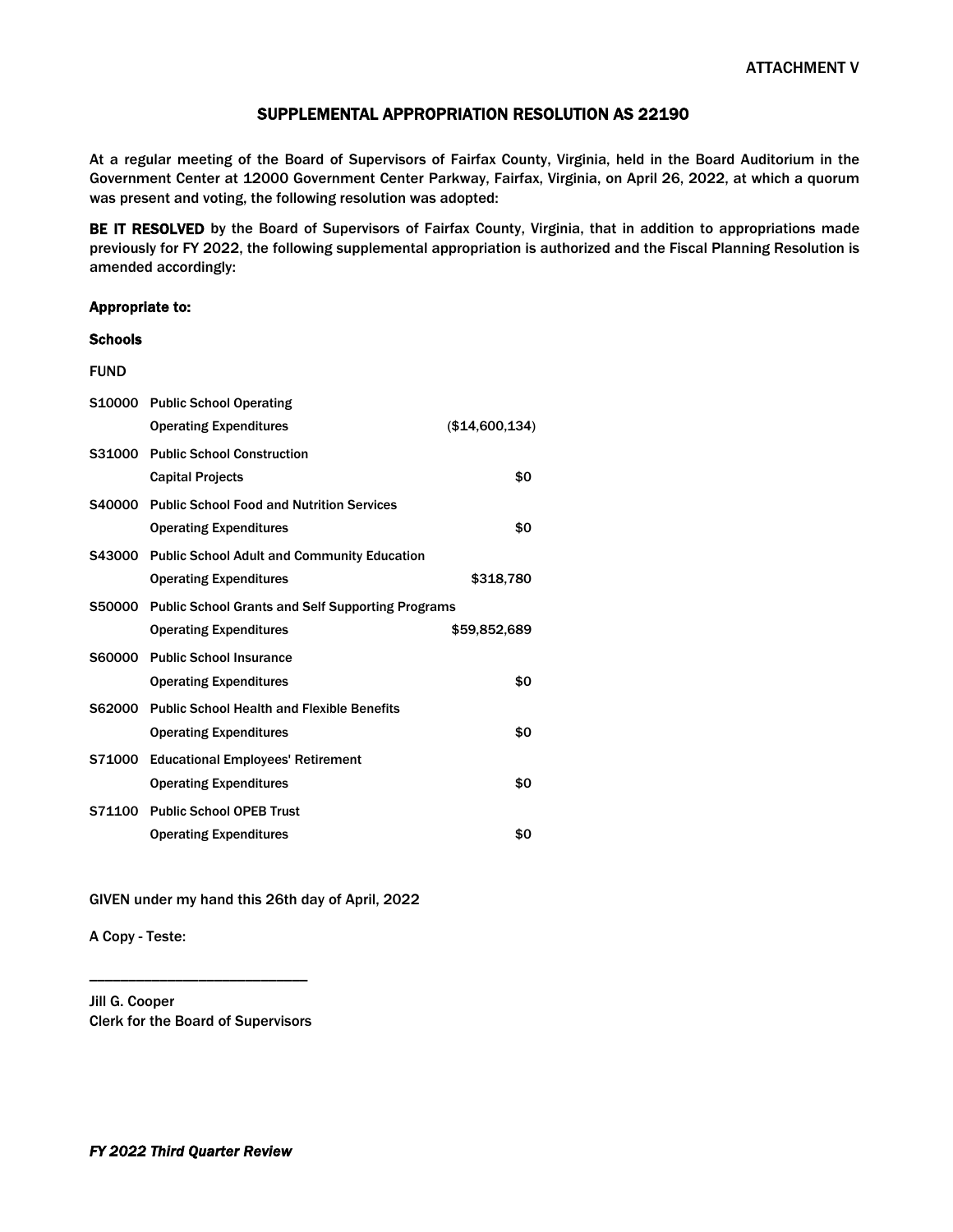ATTACHMENT V

# SUPPLEMENTAL APPROPRIATION RESOLUTION AS 22190

At a regular meeting of the Board of Supervisors of Fairfax County, Virginia, held in the Board Auditorium in the Government Center at 12000 Government Center Parkway, Fairfax, Virginia, on April 26, 2022, at which a quorum was present and voting, the following resolution was adopted:

**BE IT RESOLVED** by the Board of Supervisors of Fairfax County, Virginia, that in addition to appropriations made previously for FY 2022, the following supplemental appropriation is authorized and the Fiscal Planning Resolution is amended accordingly:

**Appropriate to:**

**Schools**

| FUND | | |
|---|---|---|
| S10000 | Public School Operating | |
| | Operating Expenditures | ($14,600,134) |
| S31000 | Public School Construction | |
| | Capital Projects | $0 |
| S40000 | Public School Food and Nutrition Services | |
| | Operating Expenditures | $0 |
| S43000 | Public School Adult and Community Education | |
| | Operating Expenditures | $318,780 |
| S50000 | Public School Grants and Self Supporting Programs | |
| | Operating Expenditures | $59,852,689 |
| S60000 | Public School Insurance | |
| | Operating Expenditures | $0 |
| S62000 | Public School Health and Flexible Benefits | |
| | Operating Expenditures | $0 |
| S71000 | Educational Employees' Retirement | |
| | Operating Expenditures | $0 |
| S71100 | Public School OPEB Trust | |
| | Operating Expenditures | $0 |

GIVEN under my hand this 26th day of April, 2022

A Copy - Teste:

\_\_\_\_\_\_\_\_\_\_\_\_\_\_\_\_\_\_\_\_\_\_\_\_\_\_\_\_

Jill G. Cooper  
Clerk for the Board of Supervisors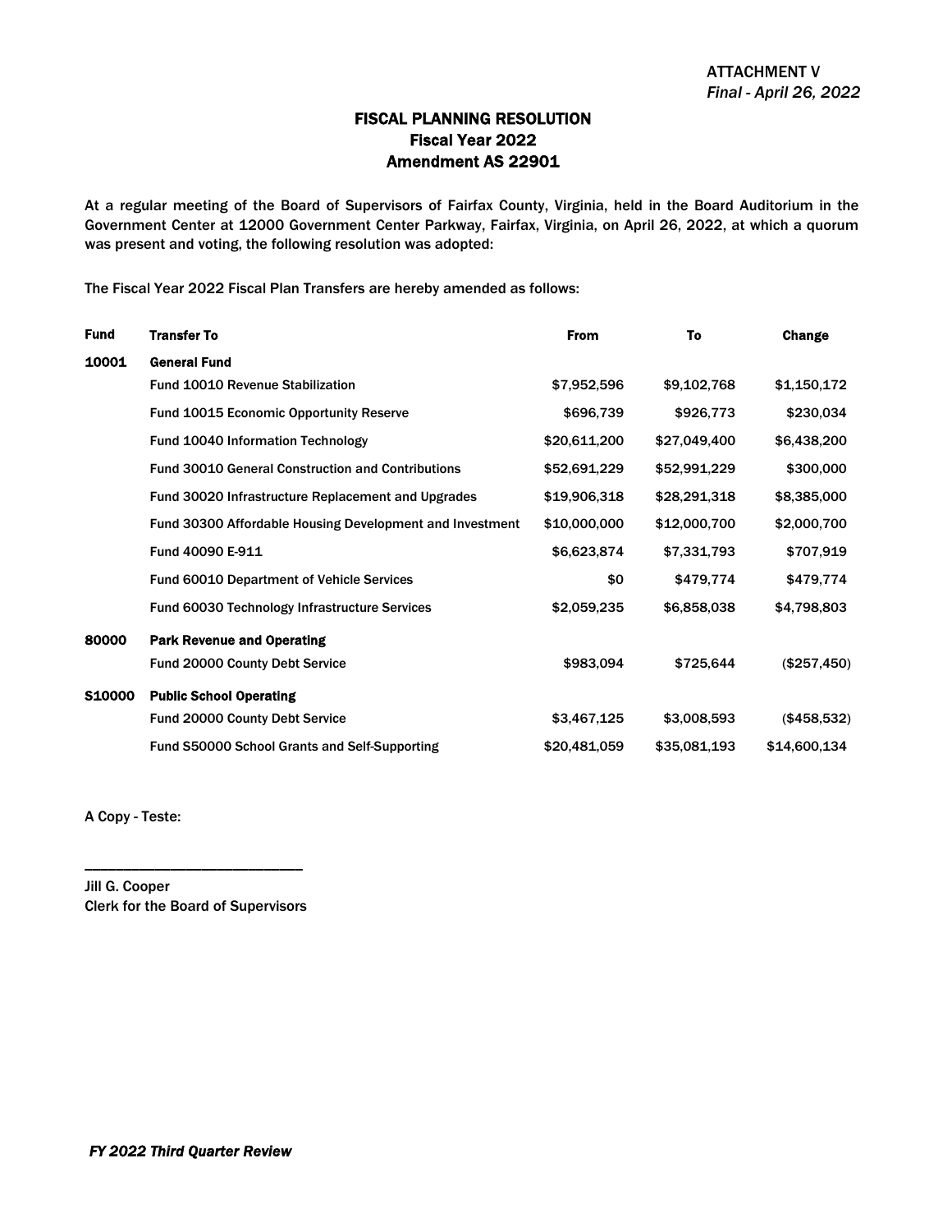ATTACHMENT V
*Final - April 26, 2022*

# FISCAL PLANNING RESOLUTION
## Fiscal Year 2022
## Amendment AS 22901

At a regular meeting of the Board of Supervisors of Fairfax County, Virginia, held in the Board Auditorium in the Government Center at 12000 Government Center Parkway, Fairfax, Virginia, on April 26, 2022, at which a quorum was present and voting, the following resolution was adopted:

The Fiscal Year 2022 Fiscal Plan Transfers are hereby amended as follows:

| Fund | Transfer To | From | To | Change |
|---|---|---|---|---|
| **10001** | **General Fund** | | | |
| | Fund 10010 Revenue Stabilization | $7,952,596 | $9,102,768 | $1,150,172 |
| | Fund 10015 Economic Opportunity Reserve | $696,739 | $926,773 | $230,034 |
| | Fund 10040 Information Technology | $20,611,200 | $27,049,400 | $6,438,200 |
| | Fund 30010 General Construction and Contributions | $52,691,229 | $52,991,229 | $300,000 |
| | Fund 30020 Infrastructure Replacement and Upgrades | $19,906,318 | $28,291,318 | $8,385,000 |
| | Fund 30300 Affordable Housing Development and Investment | $10,000,000 | $12,000,700 | $2,000,700 |
| | Fund 40090 E-911 | $6,623,874 | $7,331,793 | $707,919 |
| | Fund 60010 Department of Vehicle Services | $0 | $479,774 | $479,774 |
| | Fund 60030 Technology Infrastructure Services | $2,059,235 | $6,858,038 | $4,798,803 |
| **80000** | **Park Revenue and Operating** | | | |
| | Fund 20000 County Debt Service | $983,094 | $725,644 | ($257,450) |
| **S10000** | **Public School Operating** | | | |
| | Fund 20000 County Debt Service | $3,467,125 | $3,008,593 | ($458,532) |
| | Fund S50000 School Grants and Self-Supporting | $20,481,059 | $35,081,193 | $14,600,134 |

A Copy - Teste:

\_\_\_\_\_\_\_\_\_\_\_\_\_\_\_\_\_\_\_\_\_\_\_\_\_\_\_\_\_\_

Jill G. Cooper
Clerk for the Board of Supervisors